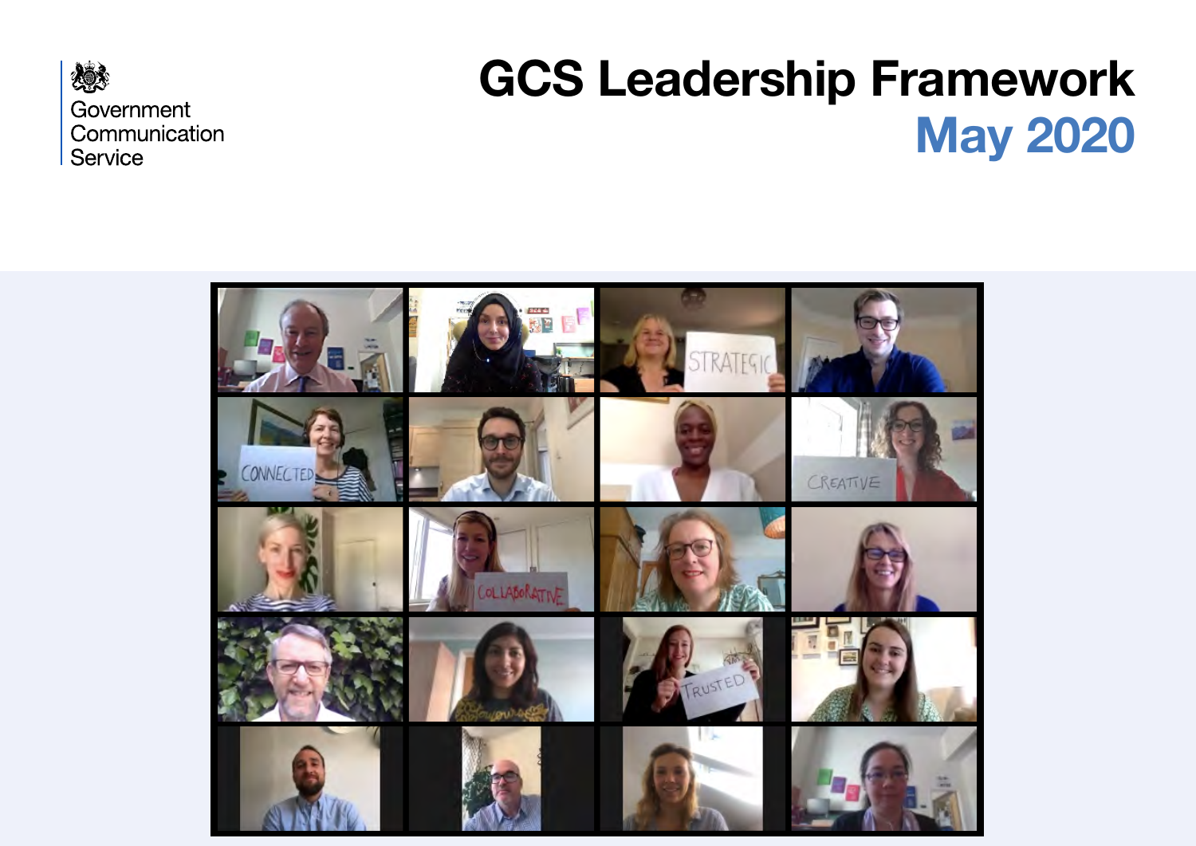Government Communication Service

# GCS Leadership Framework

## May 2020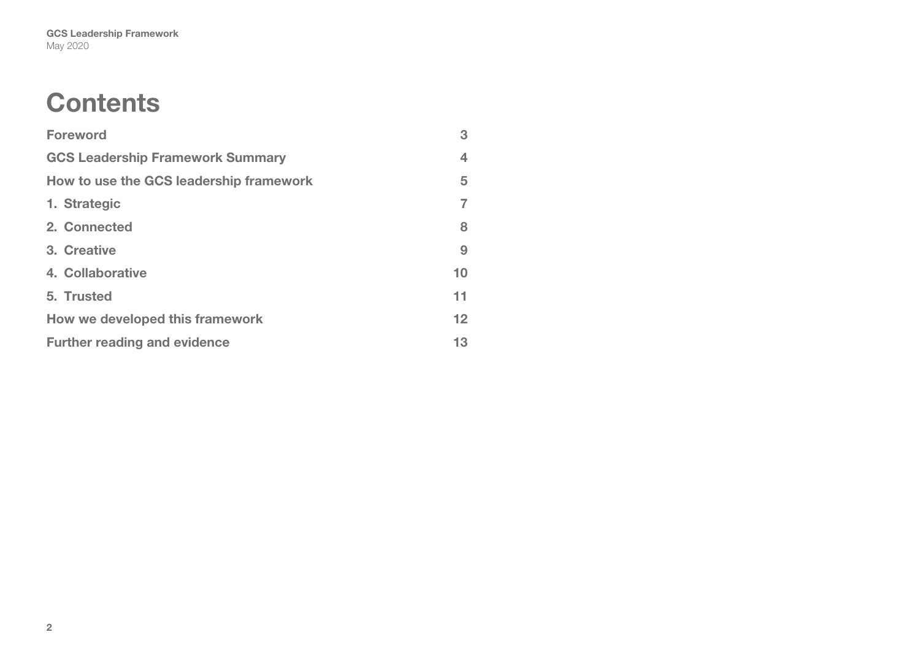# Contents

| | |
|---|---|
| Foreword | 3 |
| GCS Leadership Framework Summary | 4 |
| How to use the GCS leadership framework | 5 |
| 1. Strategic | 7 |
| 2. Connected | 8 |
| 3. Creative | 9 |
| 4. Collaborative | 10 |
| 5. Trusted | 11 |
| How we developed this framework | 12 |
| Further reading and evidence | 13 |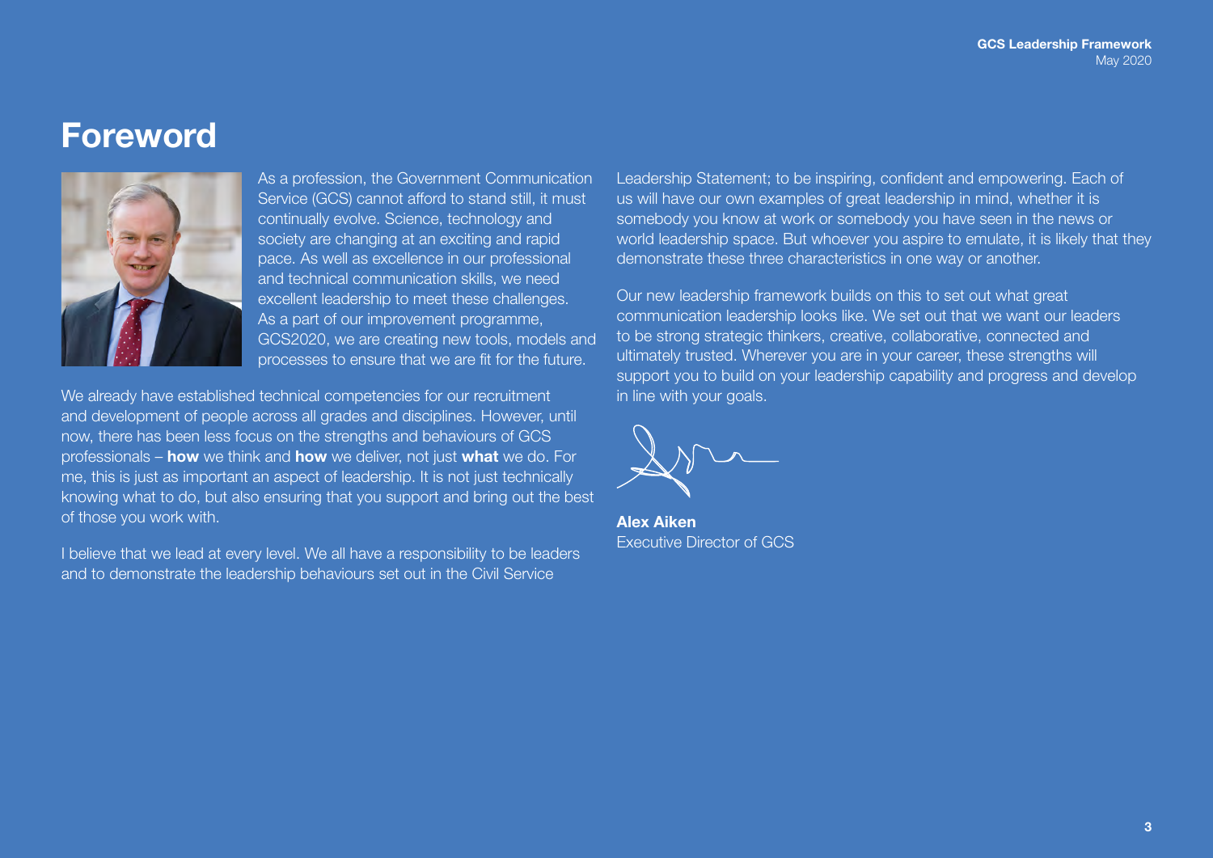# Foreword

As a profession, the Government Communication Service (GCS) cannot afford to stand still, it must continually evolve. Science, technology and society are changing at an exciting and rapid pace. As well as excellence in our professional and technical communication skills, we need excellent leadership to meet these challenges. As a part of our improvement programme, GCS2020, we are creating new tools, models and processes to ensure that we are fit for the future.

We already have established technical competencies for our recruitment and development of people across all grades and disciplines. However, until now, there has been less focus on the strengths and behaviours of GCS professionals – **how** we think and **how** we deliver, not just **what** we do. For me, this is just as important an aspect of leadership. It is not just technically knowing what to do, but also ensuring that you support and bring out the best of those you work with.

I believe that we lead at every level. We all have a responsibility to be leaders and to demonstrate the leadership behaviours set out in the Civil Service Leadership Statement; to be inspiring, confident and empowering. Each of us will have our own examples of great leadership in mind, whether it is somebody you know at work or somebody you have seen in the news or world leadership space. But whoever you aspire to emulate, it is likely that they demonstrate these three characteristics in one way or another.

Our new leadership framework builds on this to set out what great communication leadership looks like. We set out that we want our leaders to be strong strategic thinkers, creative, collaborative, connected and ultimately trusted. Wherever you are in your career, these strengths will support you to build on your leadership capability and progress and develop in line with your goals.

**Alex Aiken**
Executive Director of GCS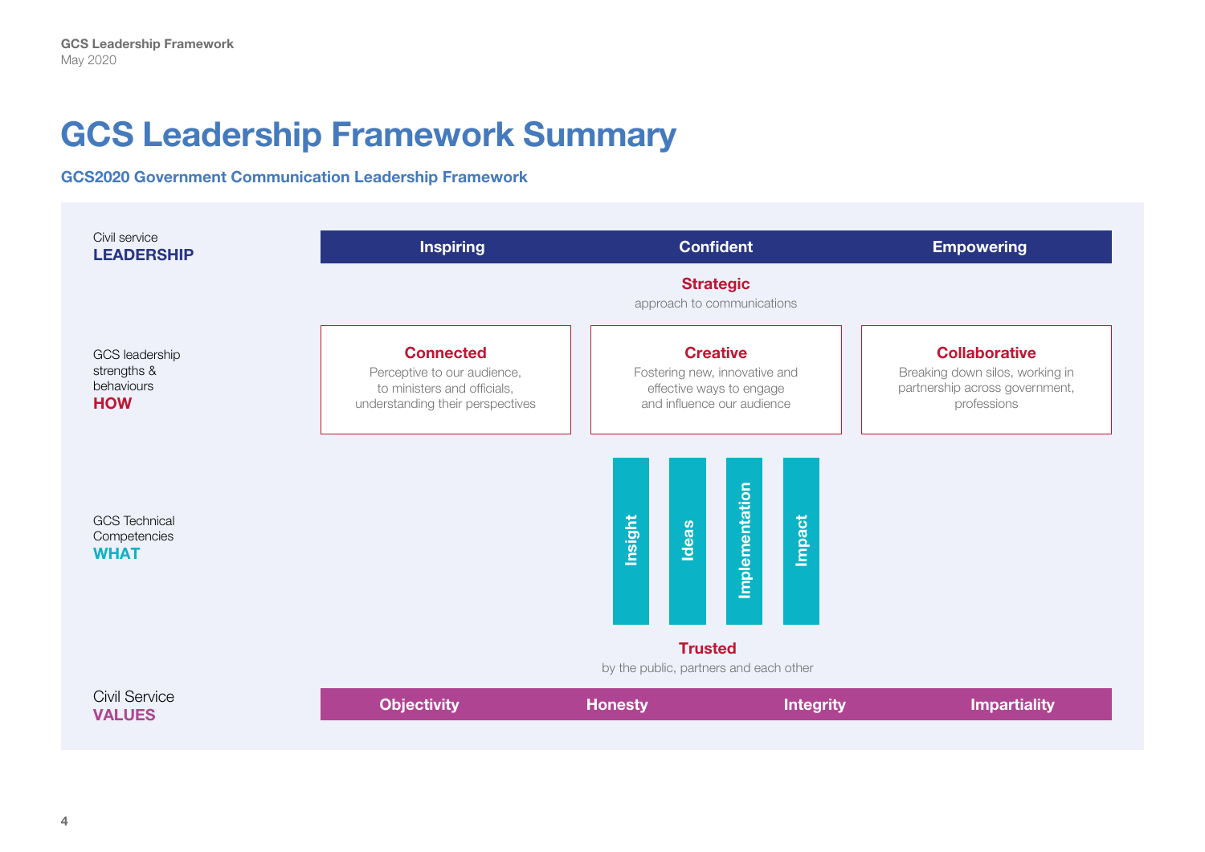# GCS Leadership Framework Summary

## GCS2020 Government Communication Leadership Framework

Civil service
**LEADERSHIP**

**Inspiring** | **Confident** | **Empowering**

**Strategic**
approach to communications

GCS leadership strengths & behaviours
**HOW**

**Connected**
Perceptive to our audience, to ministers and officials, understanding their perspectives

**Creative**
Fostering new, innovative and effective ways to engage and influence our audience

**Collaborative**
Breaking down silos, working in partnership across government, professions

GCS Technical Competencies
**WHAT**

**Insight** | **Ideas** | **Implementation** | **Impact**

**Trusted**
by the public, partners and each other

Civil Service
**VALUES**

**Objectivity** | **Honesty** | **Integrity** | **Impartiality**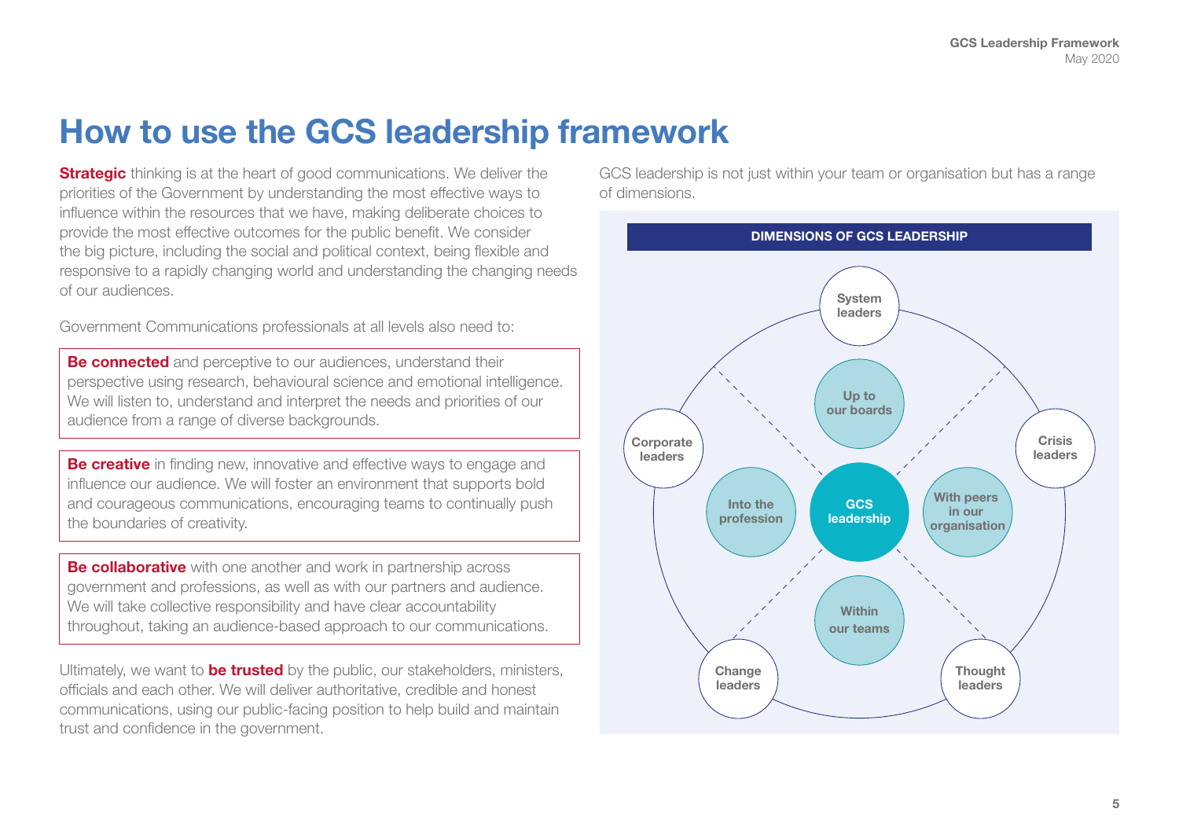# How to use the GCS leadership framework

**Strategic** thinking is at the heart of good communications. We deliver the priorities of the Government by understanding the most effective ways to influence within the resources that we have, making deliberate choices to provide the most effective outcomes for the public benefit. We consider the big picture, including the social and political context, being flexible and responsive to a rapidly changing world and understanding the changing needs of our audiences.

Government Communications professionals at all levels also need to:

**Be connected** and perceptive to our audiences, understand their perspective using research, behavioural science and emotional intelligence. We will listen to, understand and interpret the needs and priorities of our audience from a range of diverse backgrounds.

**Be creative** in finding new, innovative and effective ways to engage and influence our audience. We will foster an environment that supports bold and courageous communications, encouraging teams to continually push the boundaries of creativity.

**Be collaborative** with one another and work in partnership across government and professions, as well as with our partners and audience. We will take collective responsibility and have clear accountability throughout, taking an audience-based approach to our communications.

Ultimately, we want to **be trusted** by the public, our stakeholders, ministers, officials and each other. We will deliver authoritative, credible and honest communications, using our public-facing position to help build and maintain trust and confidence in the government.

GCS leadership is not just within your team or organisation but has a range of dimensions.

**DIMENSIONS OF GCS LEADERSHIP**

System leaders

Corporate leaders

Crisis leaders

Change leaders

Thought leaders

Up to our boards

Into the profession

GCS leadership

With peers in our organisation

Within our teams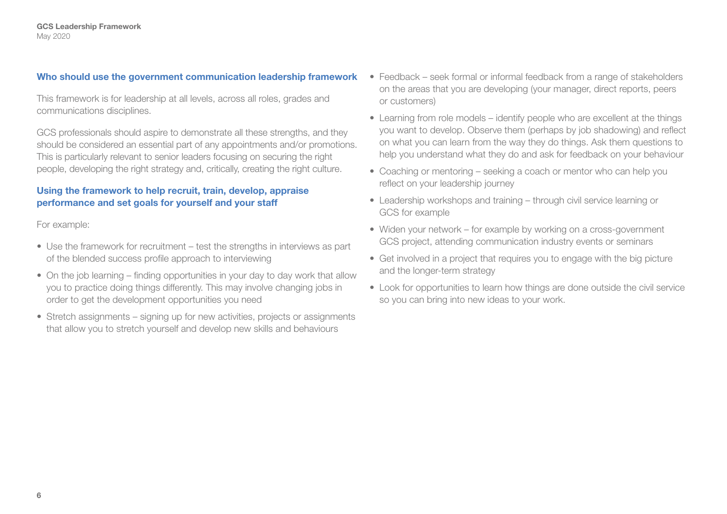## Who should use the government communication leadership framework

This framework is for leadership at all levels, across all roles, grades and communications disciplines.

GCS professionals should aspire to demonstrate all these strengths, and they should be considered an essential part of any appointments and/or promotions. This is particularly relevant to senior leaders focusing on securing the right people, developing the right strategy and, critically, creating the right culture.

## Using the framework to help recruit, train, develop, appraise performance and set goals for yourself and your staff

For example:

- Use the framework for recruitment – test the strengths in interviews as part of the blended success profile approach to interviewing
- On the job learning – finding opportunities in your day to day work that allow you to practice doing things differently. This may involve changing jobs in order to get the development opportunities you need
- Stretch assignments – signing up for new activities, projects or assignments that allow you to stretch yourself and develop new skills and behaviours
- Feedback – seek formal or informal feedback from a range of stakeholders on the areas that you are developing (your manager, direct reports, peers or customers)
- Learning from role models – identify people who are excellent at the things you want to develop. Observe them (perhaps by job shadowing) and reflect on what you can learn from the way they do things. Ask them questions to help you understand what they do and ask for feedback on your behaviour
- Coaching or mentoring – seeking a coach or mentor who can help you reflect on your leadership journey
- Leadership workshops and training – through civil service learning or GCS for example
- Widen your network – for example by working on a cross-government GCS project, attending communication industry events or seminars
- Get involved in a project that requires you to engage with the big picture and the longer-term strategy
- Look for opportunities to learn how things are done outside the civil service so you can bring into new ideas to your work.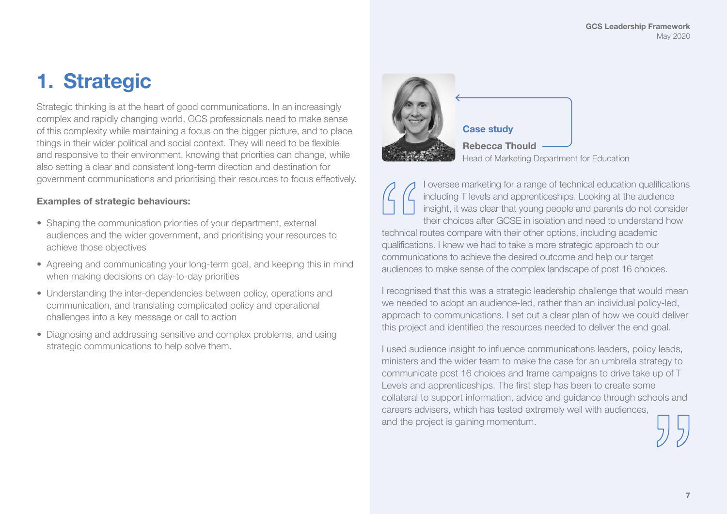# 1. Strategic

Strategic thinking is at the heart of good communications. In an increasingly complex and rapidly changing world, GCS professionals need to make sense of this complexity while maintaining a focus on the bigger picture, and to place things in their wider political and social context. They will need to be flexible and responsive to their environment, knowing that priorities can change, while also setting a clear and consistent long-term direction and destination for government communications and prioritising their resources to focus effectively.

**Examples of strategic behaviours:**

- Shaping the communication priorities of your department, external audiences and the wider government, and prioritising your resources to achieve those objectives
- Agreeing and communicating your long-term goal, and keeping this in mind when making decisions on day-to-day priorities
- Understanding the inter-dependencies between policy, operations and communication, and translating complicated policy and operational challenges into a key message or call to action
- Diagnosing and addressing sensitive and complex problems, and using strategic communications to help solve them.

### Case study

**Rebecca Thould**

Head of Marketing Department for Education

> I oversee marketing for a range of technical education qualifications including T levels and apprenticeships. Looking at the audience insight, it was clear that young people and parents do not consider their choices after GCSE in isolation and need to understand how technical routes compare with their other options, including academic qualifications. I knew we had to take a more strategic approach to our communications to achieve the desired outcome and help our target audiences to make sense of the complex landscape of post 16 choices.
>
> I recognised that this was a strategic leadership challenge that would mean we needed to adopt an audience-led, rather than an individual policy-led, approach to communications. I set out a clear plan of how we could deliver this project and identified the resources needed to deliver the end goal.
>
> I used audience insight to influence communications leaders, policy leads, ministers and the wider team to make the case for an umbrella strategy to communicate post 16 choices and frame campaigns to drive take up of T Levels and apprenticeships. The first step has been to create some collateral to support information, advice and guidance through schools and careers advisers, which has tested extremely well with audiences, and the project is gaining momentum.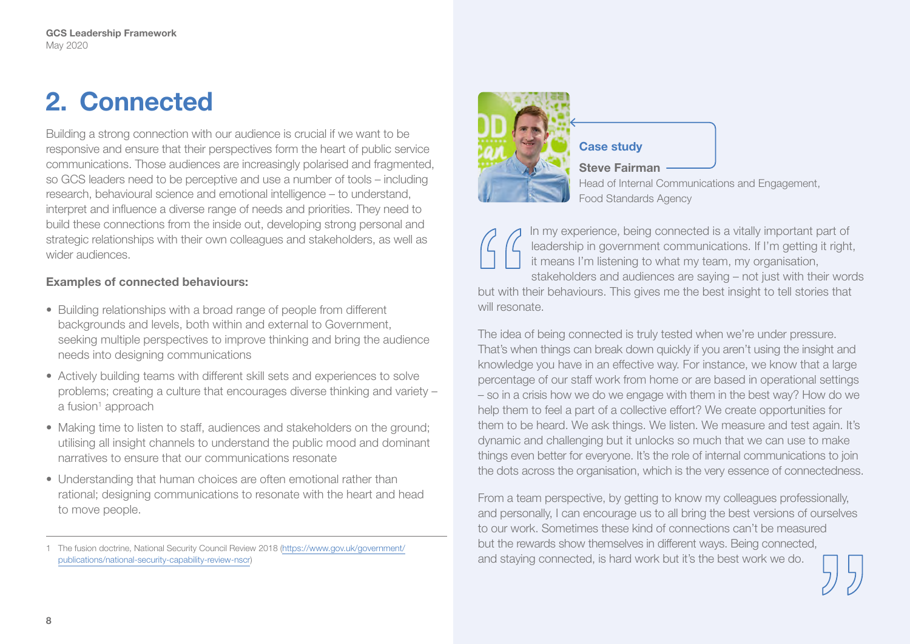# 2. Connected

Building a strong connection with our audience is crucial if we want to be responsive and ensure that their perspectives form the heart of public service communications. Those audiences are increasingly polarised and fragmented, so GCS leaders need to be perceptive and use a number of tools – including research, behavioural science and emotional intelligence – to understand, interpret and influence a diverse range of needs and priorities. They need to build these connections from the inside out, developing strong personal and strategic relationships with their own colleagues and stakeholders, as well as wider audiences.

**Examples of connected behaviours:**

- Building relationships with a broad range of people from different backgrounds and levels, both within and external to Government, seeking multiple perspectives to improve thinking and bring the audience needs into designing communications
- Actively building teams with different skill sets and experiences to solve problems; creating a culture that encourages diverse thinking and variety – a fusion[1] approach
- Making time to listen to staff, audiences and stakeholders on the ground; utilising all insight channels to understand the public mood and dominant narratives to ensure that our communications resonate
- Understanding that human choices are often emotional rather than rational; designing communications to resonate with the heart and head to move people.

1 The fusion doctrine, National Security Council Review 2018 (https://www.gov.uk/government/publications/national-security-capability-review-nscr)

### Case study

**Steve Fairman**
Head of Internal Communications and Engagement, Food Standards Agency

In my experience, being connected is a vitally important part of leadership in government communications. If I'm getting it right, it means I'm listening to what my team, my organisation, stakeholders and audiences are saying – not just with their words but with their behaviours. This gives me the best insight to tell stories that will resonate.

The idea of being connected is truly tested when we're under pressure. That's when things can break down quickly if you aren't using the insight and knowledge you have in an effective way. For instance, we know that a large percentage of our staff work from home or are based in operational settings – so in a crisis how we do we engage with them in the best way? How do we help them to feel a part of a collective effort? We create opportunities for them to be heard. We ask things. We listen. We measure and test again. It's dynamic and challenging but it unlocks so much that we can use to make things even better for everyone. It's the role of internal communications to join the dots across the organisation, which is the very essence of connectedness.

From a team perspective, by getting to know my colleagues professionally, and personally, I can encourage us to all bring the best versions of ourselves to our work. Sometimes these kind of connections can't be measured but the rewards show themselves in different ways. Being connected, and staying connected, is hard work but it's the best work we do.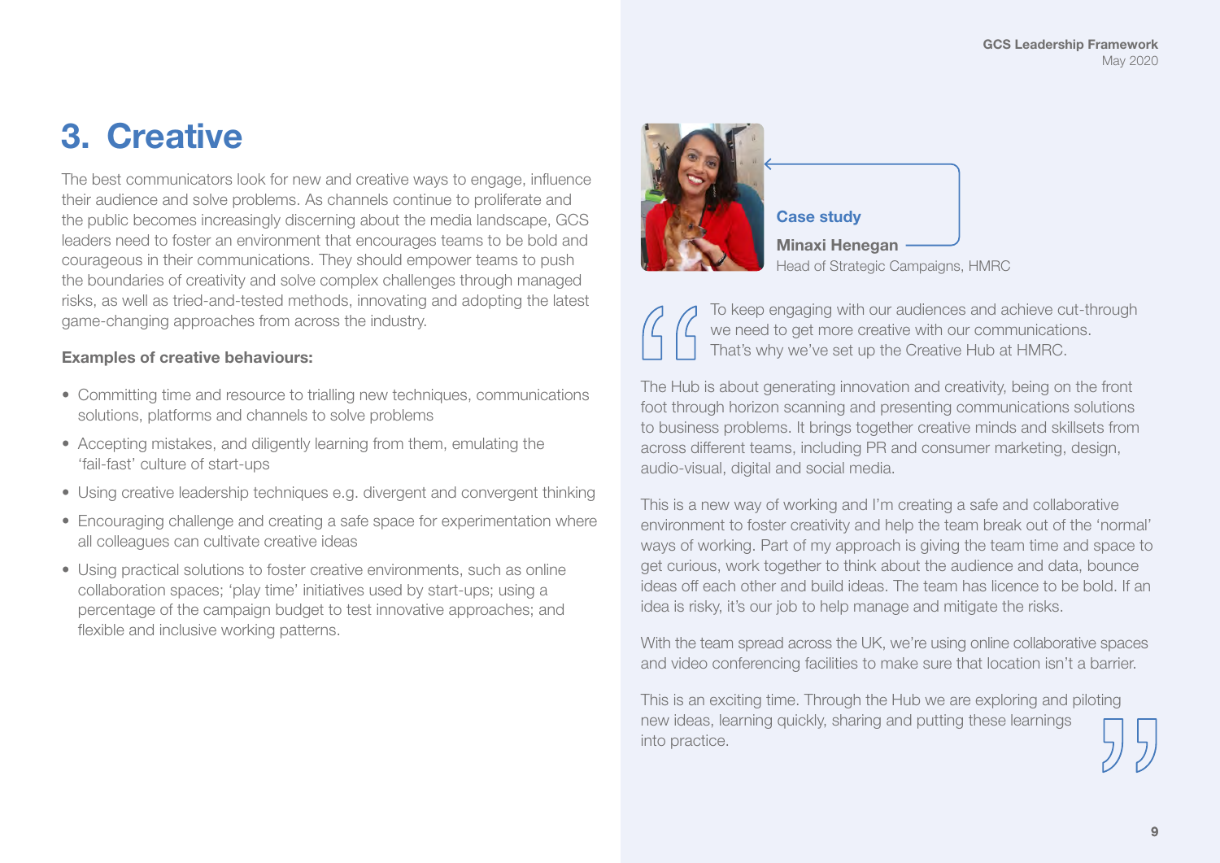# 3. Creative

The best communicators look for new and creative ways to engage, influence their audience and solve problems. As channels continue to proliferate and the public becomes increasingly discerning about the media landscape, GCS leaders need to foster an environment that encourages teams to be bold and courageous in their communications. They should empower teams to push the boundaries of creativity and solve complex challenges through managed risks, as well as tried-and-tested methods, innovating and adopting the latest game-changing approaches from across the industry.

**Examples of creative behaviours:**

- Committing time and resource to trialling new techniques, communications solutions, platforms and channels to solve problems
- Accepting mistakes, and diligently learning from them, emulating the 'fail-fast' culture of start-ups
- Using creative leadership techniques e.g. divergent and convergent thinking
- Encouraging challenge and creating a safe space for experimentation where all colleagues can cultivate creative ideas
- Using practical solutions to foster creative environments, such as online collaboration spaces; 'play time' initiatives used by start-ups; using a percentage of the campaign budget to test innovative approaches; and flexible and inclusive working patterns.

**Case study**

**Minaxi Henegan**
Head of Strategic Campaigns, HMRC

> To keep engaging with our audiences and achieve cut-through we need to get more creative with our communications. That's why we've set up the Creative Hub at HMRC.
>
> The Hub is about generating innovation and creativity, being on the front foot through horizon scanning and presenting communications solutions to business problems. It brings together creative minds and skillsets from across different teams, including PR and consumer marketing, design, audio-visual, digital and social media.
>
> This is a new way of working and I'm creating a safe and collaborative environment to foster creativity and help the team break out of the 'normal' ways of working. Part of my approach is giving the team time and space to get curious, work together to think about the audience and data, bounce ideas off each other and build ideas. The team has licence to be bold. If an idea is risky, it's our job to help manage and mitigate the risks.
>
> With the team spread across the UK, we're using online collaborative spaces and video conferencing facilities to make sure that location isn't a barrier.
>
> This is an exciting time. Through the Hub we are exploring and piloting new ideas, learning quickly, sharing and putting these learnings into practice.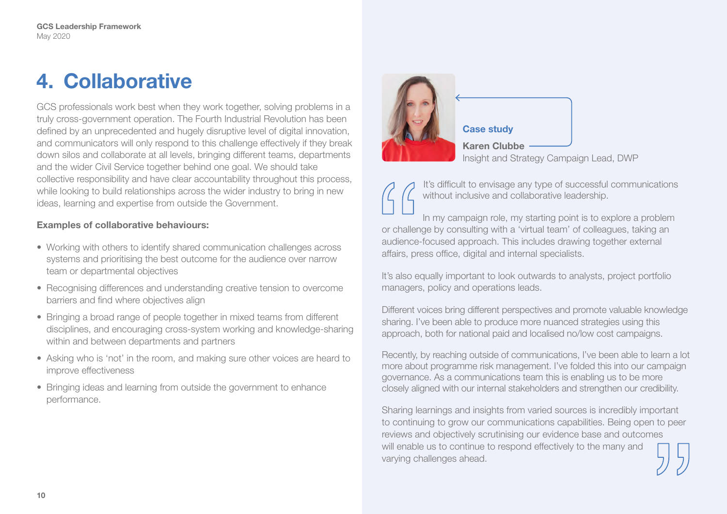# 4. Collaborative

GCS professionals work best when they work together, solving problems in a truly cross-government operation. The Fourth Industrial Revolution has been defined by an unprecedented and hugely disruptive level of digital innovation, and communicators will only respond to this challenge effectively if they break down silos and collaborate at all levels, bringing different teams, departments and the wider Civil Service together behind one goal. We should take collective responsibility and have clear accountability throughout this process, while looking to build relationships across the wider industry to bring in new ideas, learning and expertise from outside the Government.

**Examples of collaborative behaviours:**

- Working with others to identify shared communication challenges across systems and prioritising the best outcome for the audience over narrow team or departmental objectives
- Recognising differences and understanding creative tension to overcome barriers and find where objectives align
- Bringing a broad range of people together in mixed teams from different disciplines, and encouraging cross-system working and knowledge-sharing within and between departments and partners
- Asking who is 'not' in the room, and making sure other voices are heard to improve effectiveness
- Bringing ideas and learning from outside the government to enhance performance.

### Case study

**Karen Clubbe**
Insight and Strategy Campaign Lead, DWP

It's difficult to envisage any type of successful communications without inclusive and collaborative leadership.

In my campaign role, my starting point is to explore a problem or challenge by consulting with a 'virtual team' of colleagues, taking an audience-focused approach. This includes drawing together external affairs, press office, digital and internal specialists.

It's also equally important to look outwards to analysts, project portfolio managers, policy and operations leads.

Different voices bring different perspectives and promote valuable knowledge sharing. I've been able to produce more nuanced strategies using this approach, both for national paid and localised no/low cost campaigns.

Recently, by reaching outside of communications, I've been able to learn a lot more about programme risk management. I've folded this into our campaign governance. As a communications team this is enabling us to be more closely aligned with our internal stakeholders and strengthen our credibility.

Sharing learnings and insights from varied sources is incredibly important to continuing to grow our communications capabilities. Being open to peer reviews and objectively scrutinising our evidence base and outcomes will enable us to continue to respond effectively to the many and varying challenges ahead.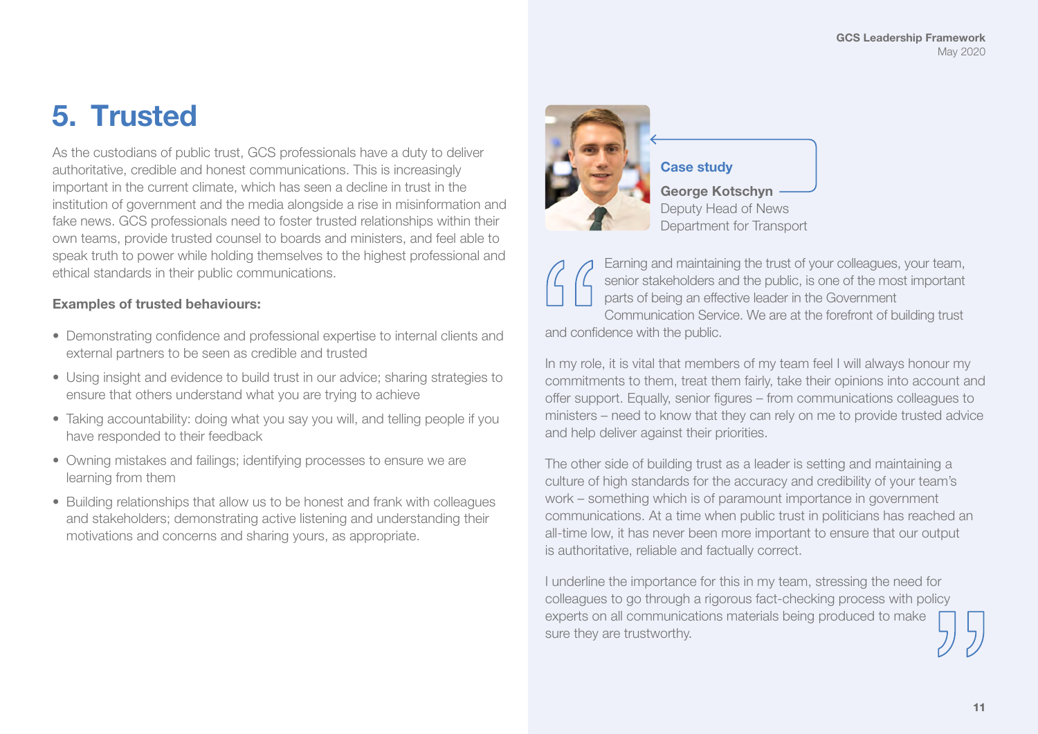# 5. Trusted

As the custodians of public trust, GCS professionals have a duty to deliver authoritative, credible and honest communications. This is increasingly important in the current climate, which has seen a decline in trust in the institution of government and the media alongside a rise in misinformation and fake news. GCS professionals need to foster trusted relationships within their own teams, provide trusted counsel to boards and ministers, and feel able to speak truth to power while holding themselves to the highest professional and ethical standards in their public communications.

**Examples of trusted behaviours:**

- Demonstrating confidence and professional expertise to internal clients and external partners to be seen as credible and trusted
- Using insight and evidence to build trust in our advice; sharing strategies to ensure that others understand what you are trying to achieve
- Taking accountability: doing what you say you will, and telling people if you have responded to their feedback
- Owning mistakes and failings; identifying processes to ensure we are learning from them
- Building relationships that allow us to be honest and frank with colleagues and stakeholders; demonstrating active listening and understanding their motivations and concerns and sharing yours, as appropriate.

### Case study

**George Kotschyn**
Deputy Head of News
Department for Transport

"Earning and maintaining the trust of your colleagues, your team, senior stakeholders and the public, is one of the most important parts of being an effective leader in the Government Communication Service. We are at the forefront of building trust and confidence with the public.

In my role, it is vital that members of my team feel I will always honour my commitments to them, treat them fairly, take their opinions into account and offer support. Equally, senior figures – from communications colleagues to ministers – need to know that they can rely on me to provide trusted advice and help deliver against their priorities.

The other side of building trust as a leader is setting and maintaining a culture of high standards for the accuracy and credibility of your team's work – something which is of paramount importance in government communications. At a time when public trust in politicians has reached an all-time low, it has never been more important to ensure that our output is authoritative, reliable and factually correct.

I underline the importance for this in my team, stressing the need for colleagues to go through a rigorous fact-checking process with policy experts on all communications materials being produced to make sure they are trustworthy."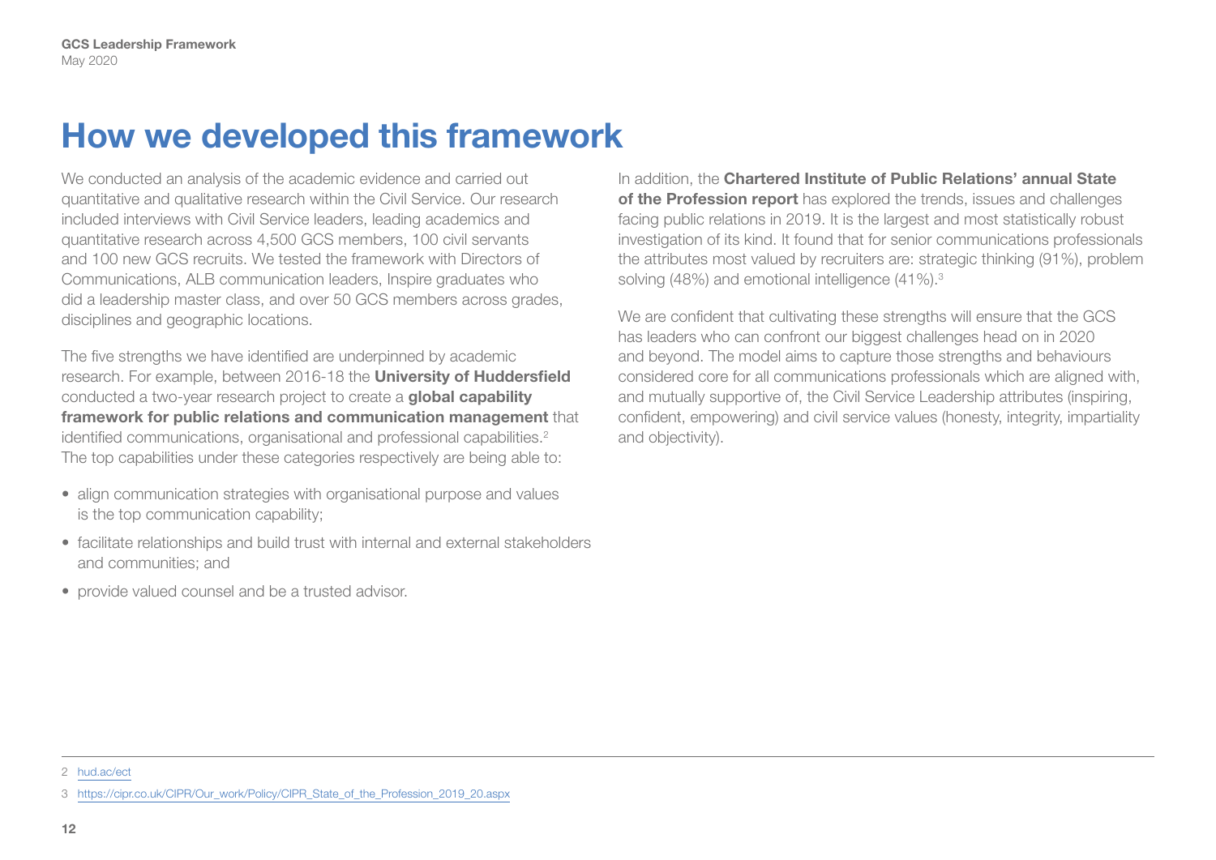# How we developed this framework

We conducted an analysis of the academic evidence and carried out quantitative and qualitative research within the Civil Service. Our research included interviews with Civil Service leaders, leading academics and quantitative research across 4,500 GCS members, 100 civil servants and 100 new GCS recruits. We tested the framework with Directors of Communications, ALB communication leaders, Inspire graduates who did a leadership master class, and over 50 GCS members across grades, disciplines and geographic locations.

The five strengths we have identified are underpinned by academic research. For example, between 2016-18 the **University of Huddersfield** conducted a two-year research project to create a **global capability framework for public relations and communication management** that identified communications, organisational and professional capabilities.[2] The top capabilities under these categories respectively are being able to:

- align communication strategies with organisational purpose and values is the top communication capability;
- facilitate relationships and build trust with internal and external stakeholders and communities; and
- provide valued counsel and be a trusted advisor.

In addition, the **Chartered Institute of Public Relations' annual State of the Profession report** has explored the trends, issues and challenges facing public relations in 2019. It is the largest and most statistically robust investigation of its kind. It found that for senior communications professionals the attributes most valued by recruiters are: strategic thinking (91%), problem solving (48%) and emotional intelligence (41%).[3]

We are confident that cultivating these strengths will ensure that the GCS has leaders who can confront our biggest challenges head on in 2020 and beyond. The model aims to capture those strengths and behaviours considered core for all communications professionals which are aligned with, and mutually supportive of, the Civil Service Leadership attributes (inspiring, confident, empowering) and civil service values (honesty, integrity, impartiality and objectivity).

---

2 hud.ac/ect

3 https://cipr.co.uk/CIPR/Our_work/Policy/CIPR_State_of_the_Profession_2019_20.aspx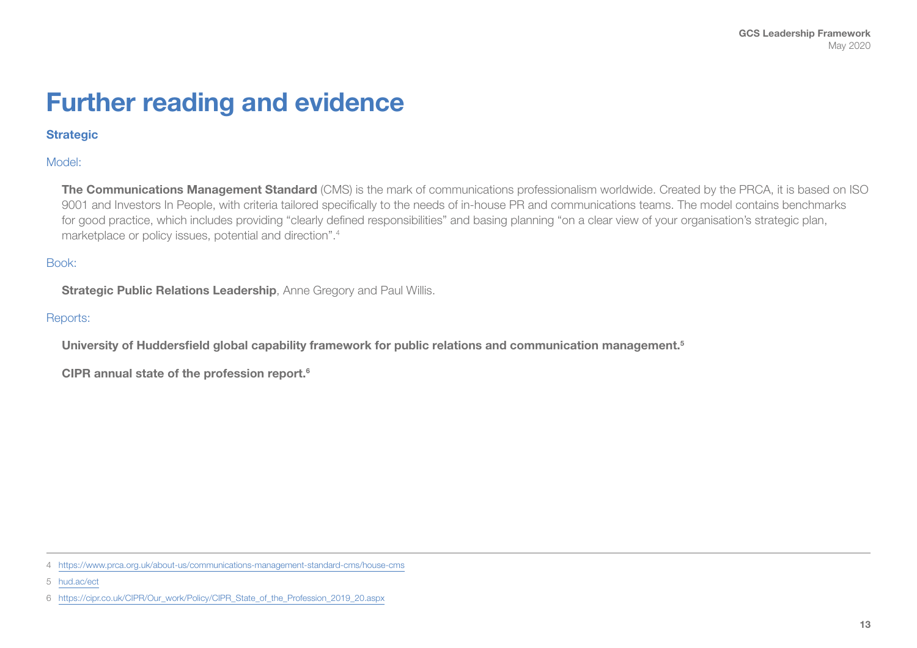# Further reading and evidence

### Strategic

Model:

**The Communications Management Standard** (CMS) is the mark of communications professionalism worldwide. Created by the PRCA, it is based on ISO 9001 and Investors In People, with criteria tailored specifically to the needs of in-house PR and communications teams. The model contains benchmarks for good practice, which includes providing “clearly defined responsibilities” and basing planning “on a clear view of your organisation’s strategic plan, marketplace or policy issues, potential and direction”.[4]

Book:

**Strategic Public Relations Leadership**, Anne Gregory and Paul Willis.

Reports:

**University of Huddersfield global capability framework for public relations and communication management.**[5]

**CIPR annual state of the profession report.**[6]

---

4 https://www.prca.org.uk/about-us/communications-management-standard-cms/house-cms

5 hud.ac/ect

6 https://cipr.co.uk/CIPR/Our_work/Policy/CIPR_State_of_the_Profession_2019_20.aspx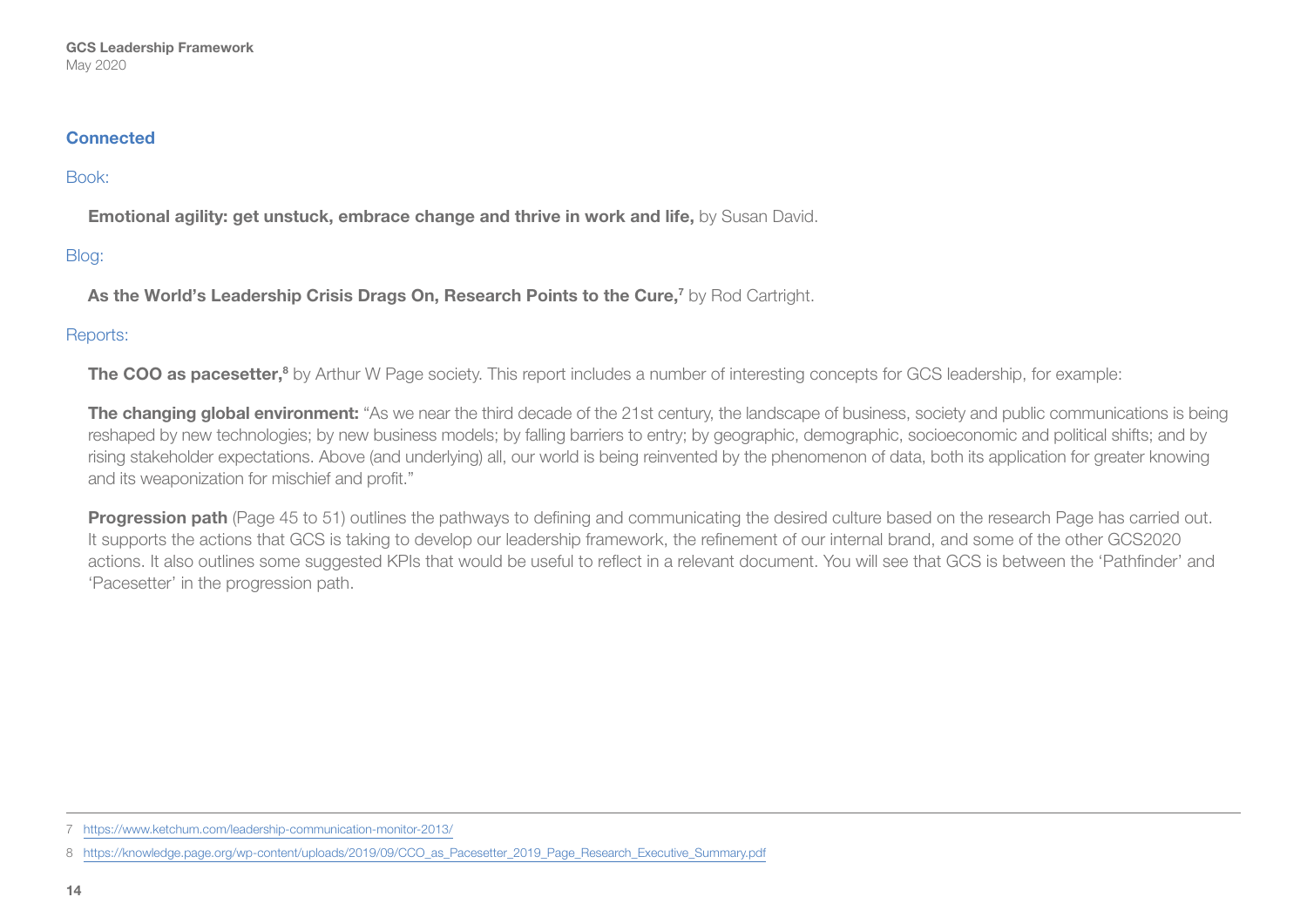## Connected

Book:

**Emotional agility: get unstuck, embrace change and thrive in work and life,** by Susan David.

Blog:

**As the World's Leadership Crisis Drags On, Research Points to the Cure,**[7] by Rod Cartright.

Reports:

**The COO as pacesetter,**[8] by Arthur W Page society. This report includes a number of interesting concepts for GCS leadership, for example:

**The changing global environment:** "As we near the third decade of the 21st century, the landscape of business, society and public communications is being reshaped by new technologies; by new business models; by falling barriers to entry; by geographic, demographic, socioeconomic and political shifts; and by rising stakeholder expectations. Above (and underlying) all, our world is being reinvented by the phenomenon of data, both its application for greater knowing and its weaponization for mischief and profit."

**Progression path** (Page 45 to 51) outlines the pathways to defining and communicating the desired culture based on the research Page has carried out. It supports the actions that GCS is taking to develop our leadership framework, the refinement of our internal brand, and some of the other GCS2020 actions. It also outlines some suggested KPIs that would be useful to reflect in a relevant document. You will see that GCS is between the 'Pathfinder' and 'Pacesetter' in the progression path.

---

7 https://www.ketchum.com/leadership-communication-monitor-2013/

8 https://knowledge.page.org/wp-content/uploads/2019/09/CCO_as_Pacesetter_2019_Page_Research_Executive_Summary.pdf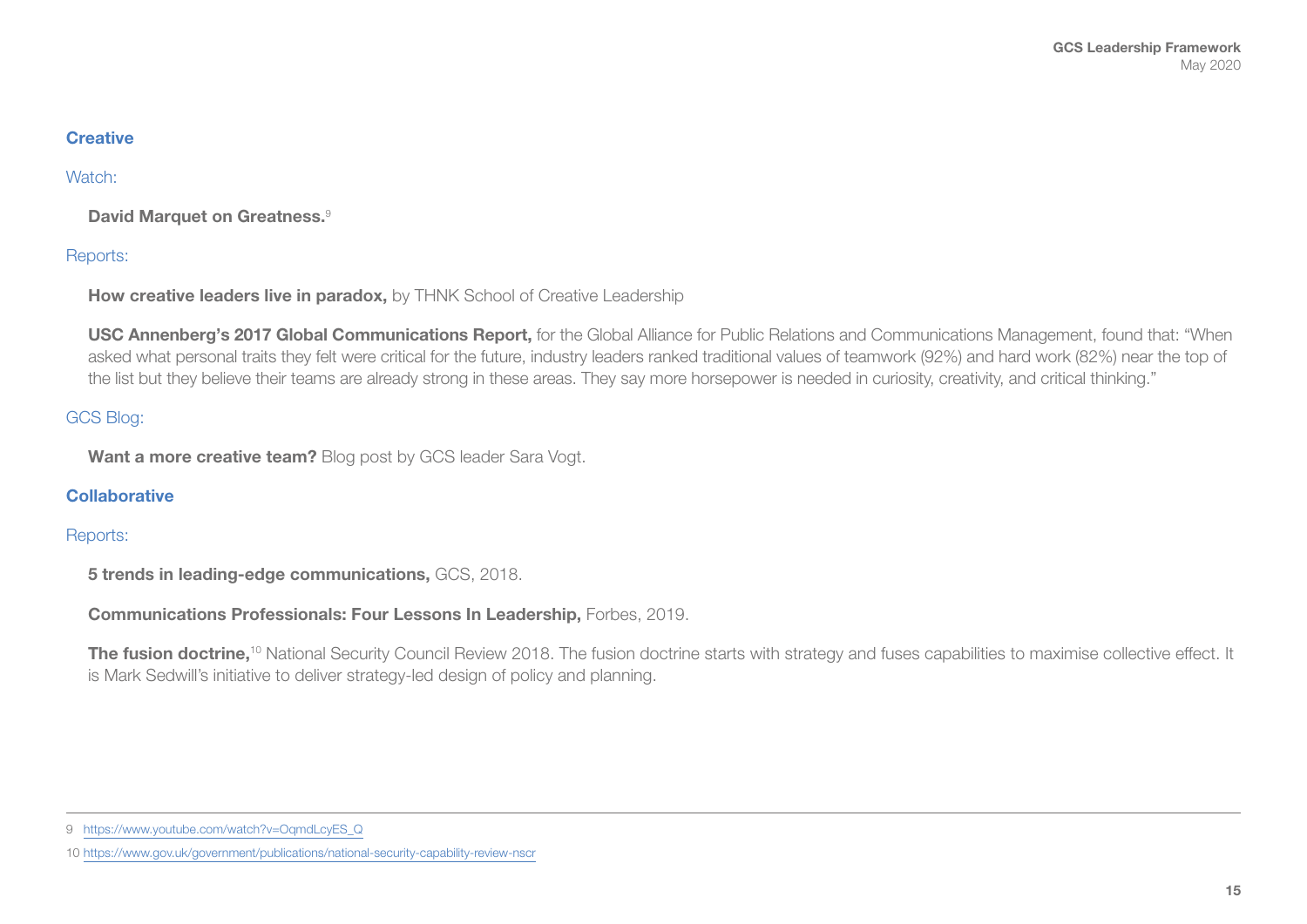### Creative

Watch:

**David Marquet on Greatness.**[9]

Reports:

**How creative leaders live in paradox,** by THNK School of Creative Leadership

**USC Annenberg's 2017 Global Communications Report,** for the Global Alliance for Public Relations and Communications Management, found that: "When asked what personal traits they felt were critical for the future, industry leaders ranked traditional values of teamwork (92%) and hard work (82%) near the top of the list but they believe their teams are already strong in these areas. They say more horsepower is needed in curiosity, creativity, and critical thinking."

GCS Blog:

**Want a more creative team?** Blog post by GCS leader Sara Vogt.

### Collaborative

Reports:

**5 trends in leading-edge communications,** GCS, 2018.

**Communications Professionals: Four Lessons In Leadership,** Forbes, 2019.

**The fusion doctrine,**[10] National Security Council Review 2018. The fusion doctrine starts with strategy and fuses capabilities to maximise collective effect. It is Mark Sedwill's initiative to deliver strategy-led design of policy and planning.

---

9 https://www.youtube.com/watch?v=OqmdLcyES_Q

10 https://www.gov.uk/government/publications/national-security-capability-review-nscr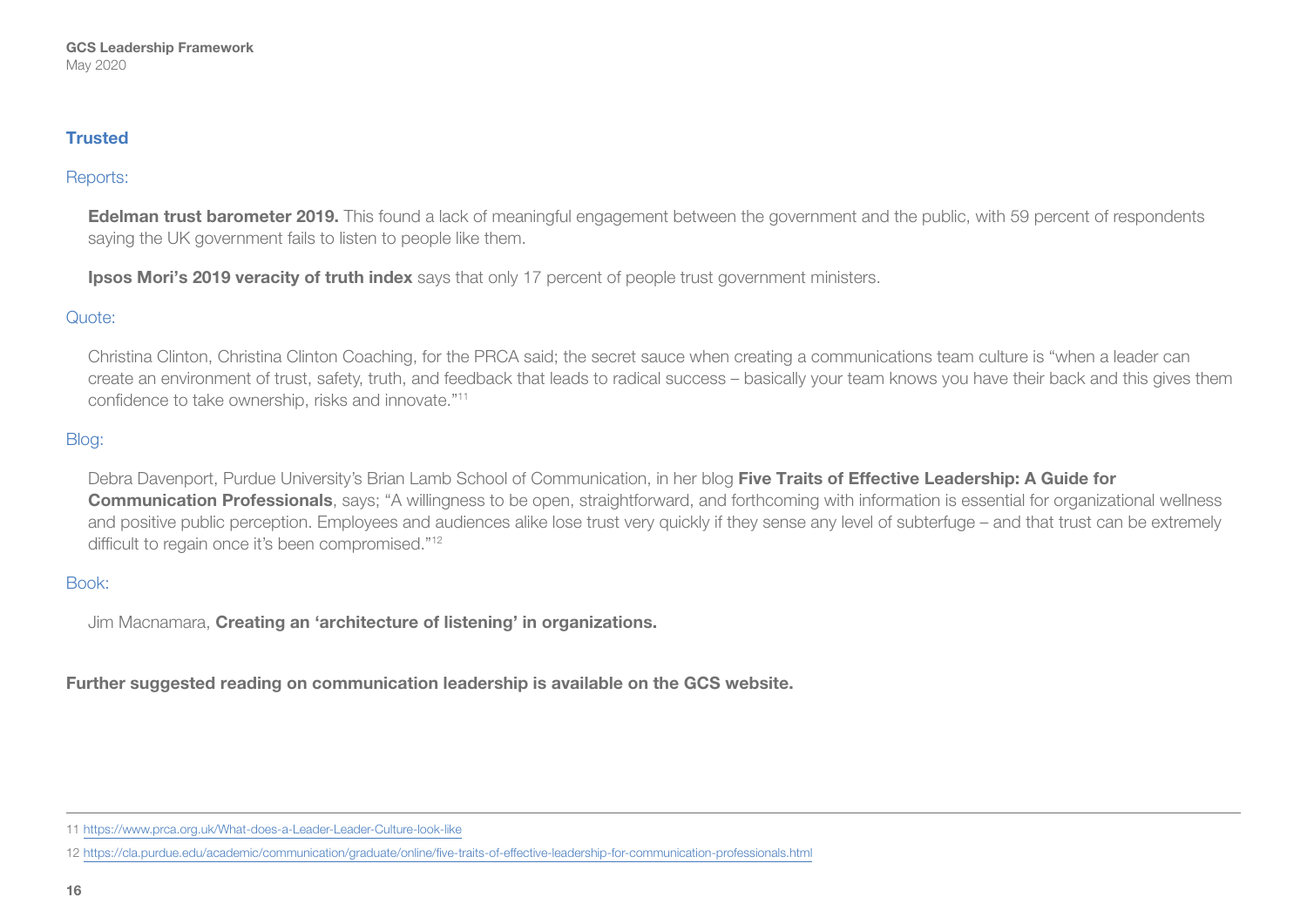## Trusted

### Reports:

**Edelman trust barometer 2019.** This found a lack of meaningful engagement between the government and the public, with 59 percent of respondents saying the UK government fails to listen to people like them.

**Ipsos Mori's 2019 veracity of truth index** says that only 17 percent of people trust government ministers.

### Quote:

Christina Clinton, Christina Clinton Coaching, for the PRCA said; the secret sauce when creating a communications team culture is "when a leader can create an environment of trust, safety, truth, and feedback that leads to radical success – basically your team knows you have their back and this gives them confidence to take ownership, risks and innovate."[11]

### Blog:

Debra Davenport, Purdue University's Brian Lamb School of Communication, in her blog **Five Traits of Effective Leadership: A Guide for Communication Professionals**, says; "A willingness to be open, straightforward, and forthcoming with information is essential for organizational wellness and positive public perception. Employees and audiences alike lose trust very quickly if they sense any level of subterfuge – and that trust can be extremely difficult to regain once it's been compromised."[12]

### Book:

Jim Macnamara, **Creating an 'architecture of listening' in organizations.**

**Further suggested reading on communication leadership is available on the GCS website.**

---

11 https://www.prca.org.uk/What-does-a-Leader-Leader-Culture-look-like

12 https://cla.purdue.edu/academic/communication/graduate/online/five-traits-of-effective-leadership-for-communication-professionals.html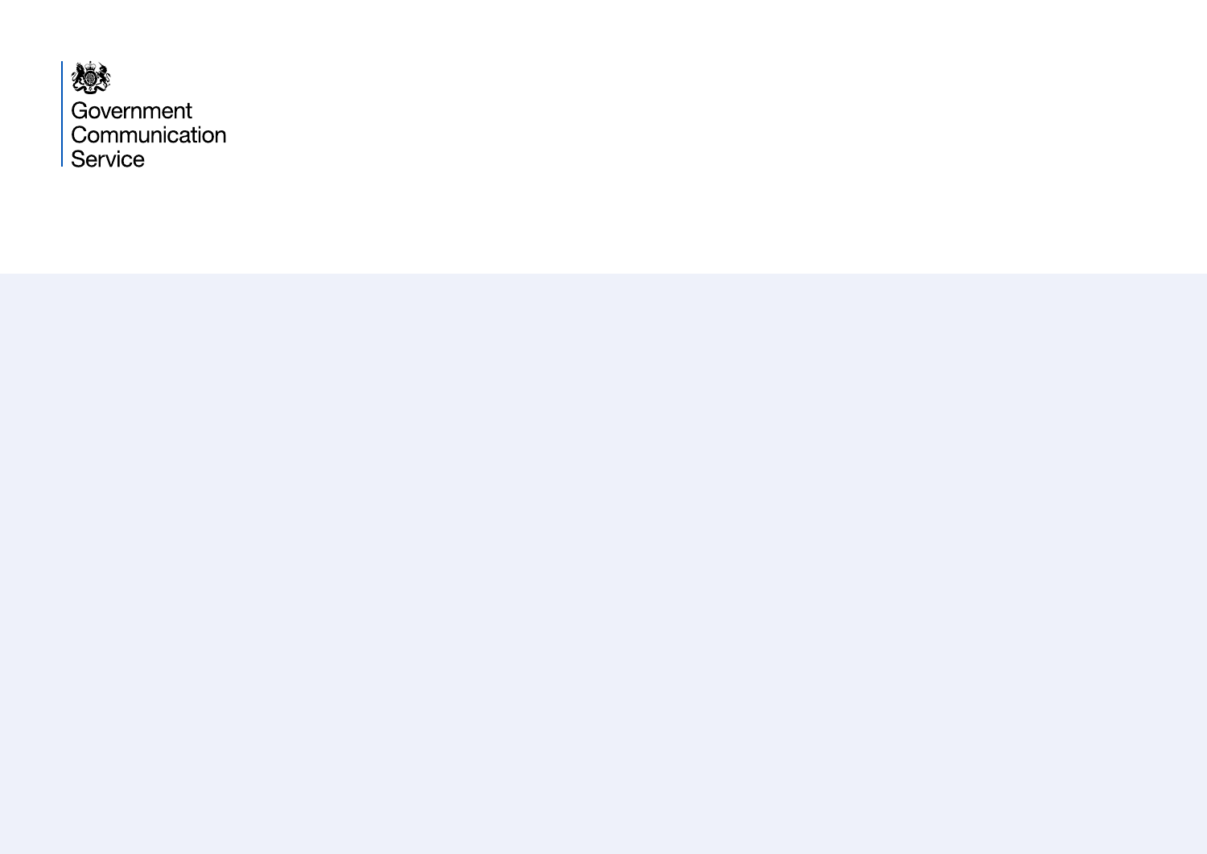Government
Communication
Service